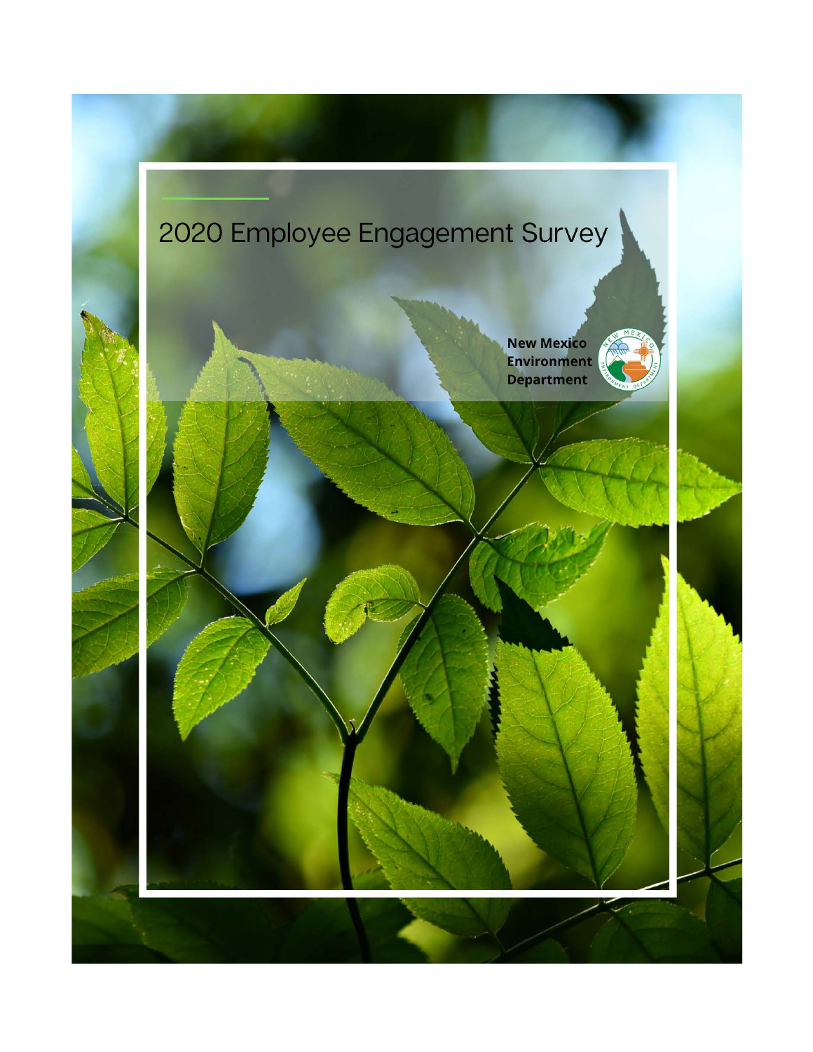# 2020 Employee Engagement Survey

**New Mexico Environment Department**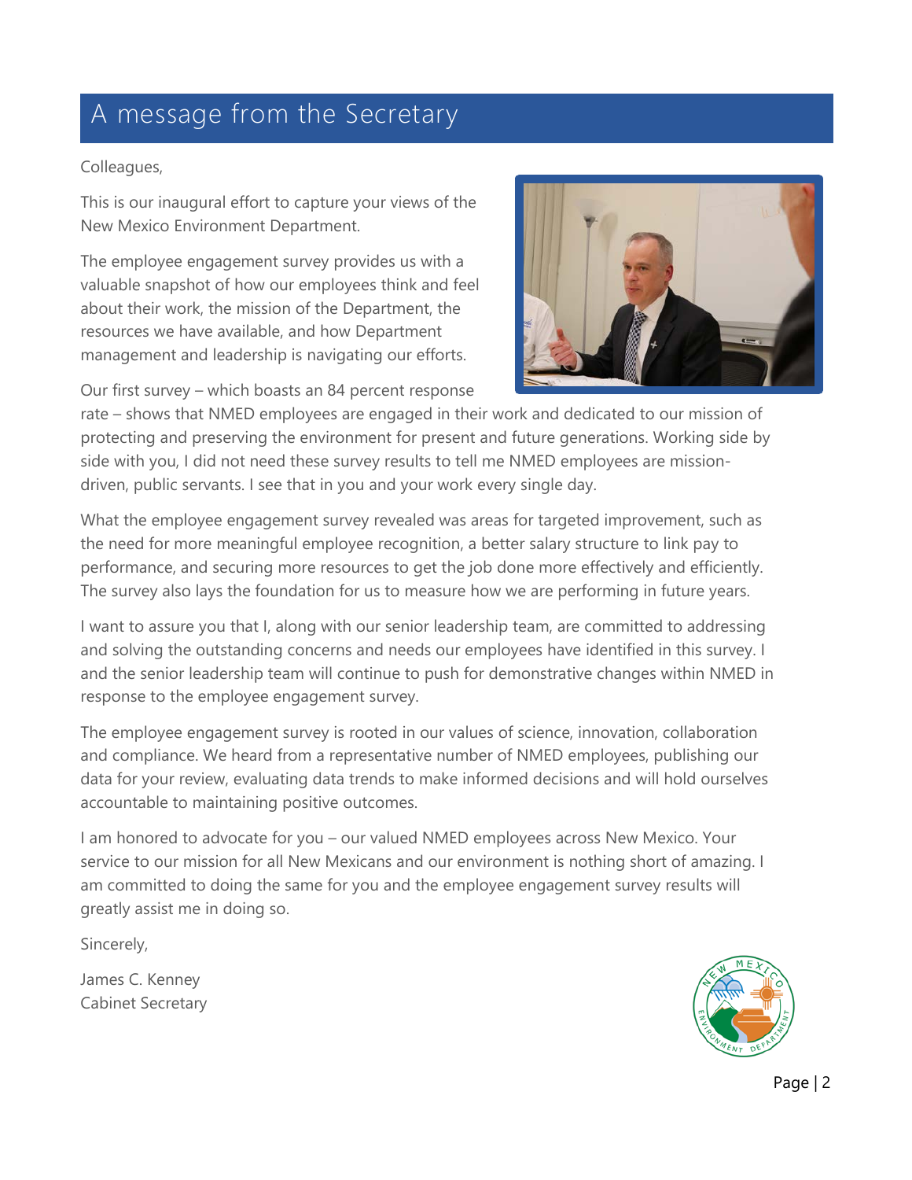# A message from the Secretary

Colleagues,

This is our inaugural effort to capture your views of the New Mexico Environment Department.

The employee engagement survey provides us with a valuable snapshot of how our employees think and feel about their work, the mission of the Department, the resources we have available, and how Department management and leadership is navigating our efforts.

Our first survey – which boasts an 84 percent response rate – shows that NMED employees are engaged in their work and dedicated to our mission of protecting and preserving the environment for present and future generations. Working side by side with you, I did not need these survey results to tell me NMED employees are mission-driven, public servants. I see that in you and your work every single day.

What the employee engagement survey revealed was areas for targeted improvement, such as the need for more meaningful employee recognition, a better salary structure to link pay to performance, and securing more resources to get the job done more effectively and efficiently. The survey also lays the foundation for us to measure how we are performing in future years.

I want to assure you that I, along with our senior leadership team, are committed to addressing and solving the outstanding concerns and needs our employees have identified in this survey. I and the senior leadership team will continue to push for demonstrative changes within NMED in response to the employee engagement survey.

The employee engagement survey is rooted in our values of science, innovation, collaboration and compliance. We heard from a representative number of NMED employees, publishing our data for your review, evaluating data trends to make informed decisions and will hold ourselves accountable to maintaining positive outcomes.

I am honored to advocate for you – our valued NMED employees across New Mexico. Your service to our mission for all New Mexicans and our environment is nothing short of amazing. I am committed to doing the same for you and the employee engagement survey results will greatly assist me in doing so.

Sincerely,

James C. Kenney
Cabinet Secretary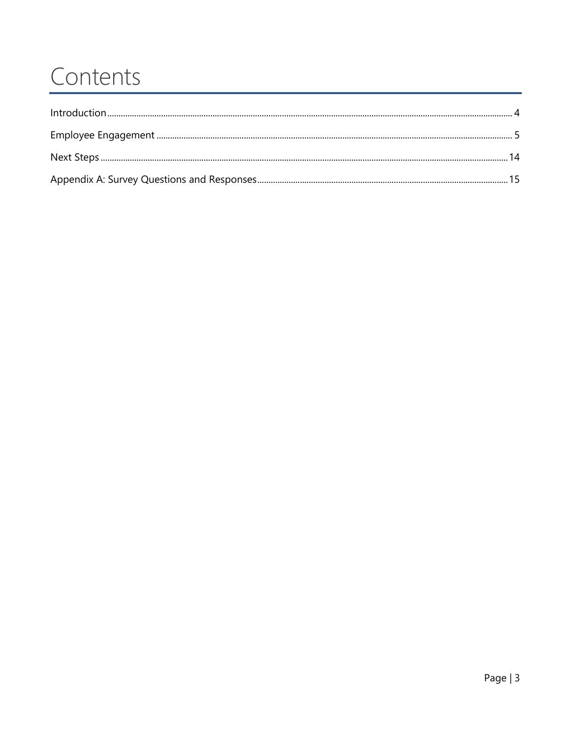# Contents

Introduction ........................................................................................................................ 4

Employee Engagement ........................................................................................................ 5

Next Steps ........................................................................................................................ 14

Appendix A: Survey Questions and Responses ................................................................. 15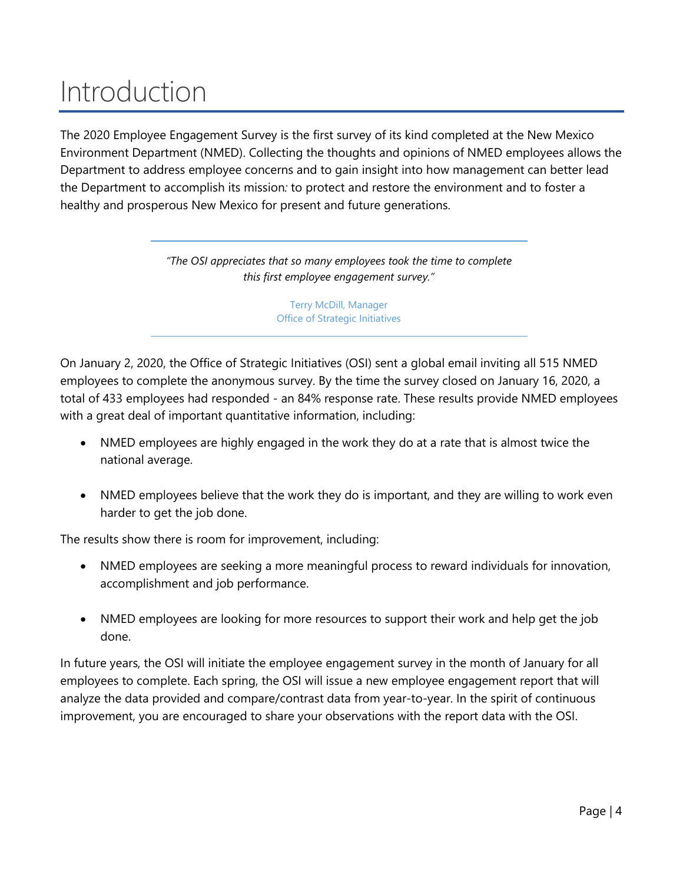# Introduction

The 2020 Employee Engagement Survey is the first survey of its kind completed at the New Mexico Environment Department (NMED). Collecting the thoughts and opinions of NMED employees allows the Department to address employee concerns and to gain insight into how management can better lead the Department to accomplish its mission*:* to protect and restore the environment and to foster a healthy and prosperous New Mexico for present and future generations.

> *"The OSI appreciates that so many employees took the time to complete this first employee engagement survey."*
>
> Terry McDill, Manager
> Office of Strategic Initiatives

On January 2, 2020, the Office of Strategic Initiatives (OSI) sent a global email inviting all 515 NMED employees to complete the anonymous survey. By the time the survey closed on January 16, 2020, a total of 433 employees had responded - an 84% response rate. These results provide NMED employees with a great deal of important quantitative information, including:

- NMED employees are highly engaged in the work they do at a rate that is almost twice the national average.
- NMED employees believe that the work they do is important, and they are willing to work even harder to get the job done.

The results show there is room for improvement, including:

- NMED employees are seeking a more meaningful process to reward individuals for innovation, accomplishment and job performance.
- NMED employees are looking for more resources to support their work and help get the job done.

In future years, the OSI will initiate the employee engagement survey in the month of January for all employees to complete. Each spring, the OSI will issue a new employee engagement report that will analyze the data provided and compare/contrast data from year-to-year. In the spirit of continuous improvement, you are encouraged to share your observations with the report data with the OSI.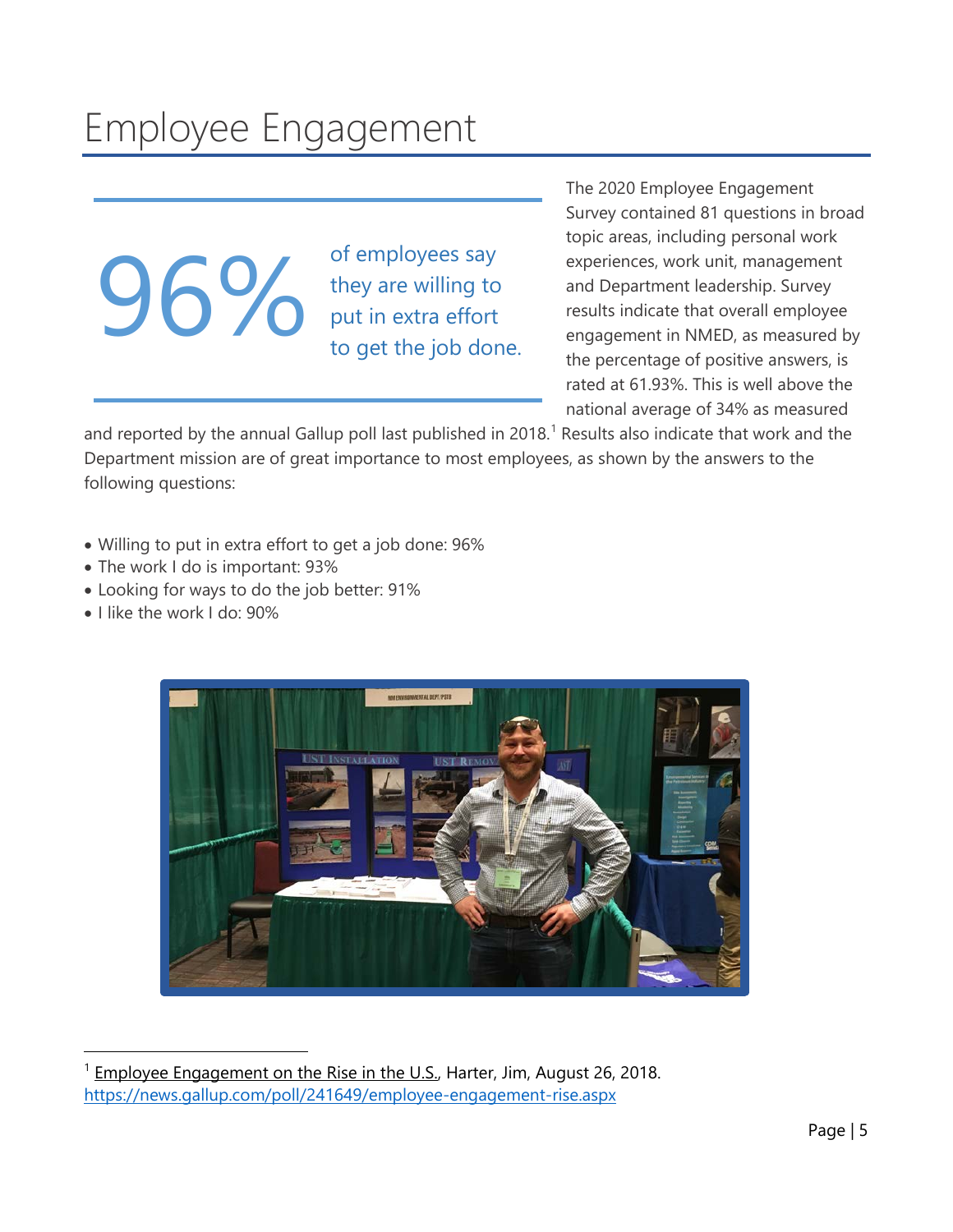# Employee Engagement

96% of employees say they are willing to put in extra effort to get the job done.

The 2020 Employee Engagement Survey contained 81 questions in broad topic areas, including personal work experiences, work unit, management and Department leadership. Survey results indicate that overall employee engagement in NMED, as measured by the percentage of positive answers, is rated at 61.93%. This is well above the national average of 34% as measured and reported by the annual Gallup poll last published in 2018.[1] Results also indicate that work and the Department mission are of great importance to most employees, as shown by the answers to the following questions:

- Willing to put in extra effort to get a job done: 96%
- The work I do is important: 93%
- Looking for ways to do the job better: 91%
- I like the work I do: 90%

[1] Employee Engagement on the Rise in the U.S., Harter, Jim, August 26, 2018. https://news.gallup.com/poll/241649/employee-engagement-rise.aspx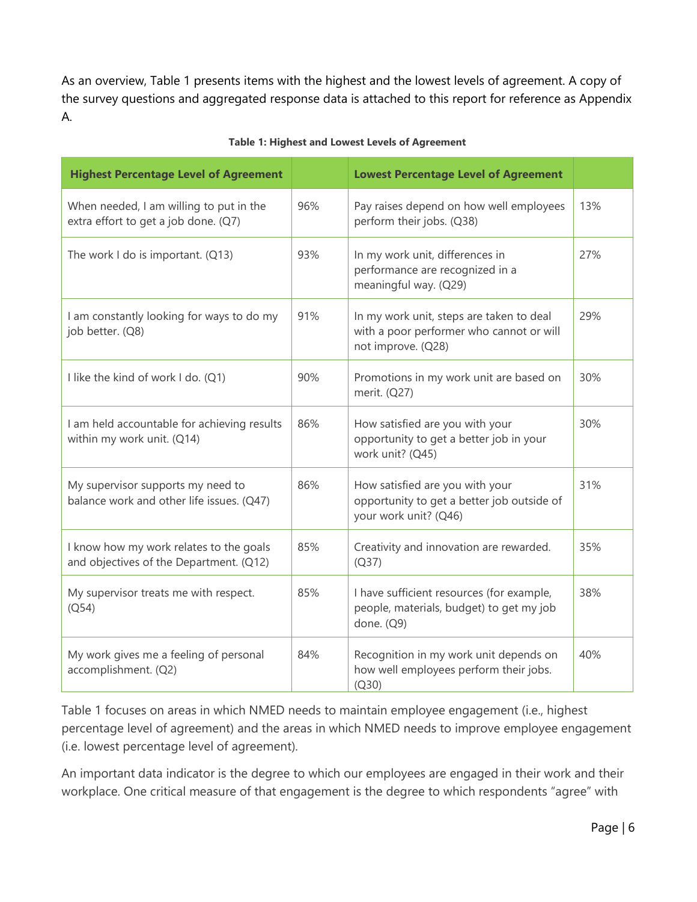As an overview, Table 1 presents items with the highest and the lowest levels of agreement. A copy of the survey questions and aggregated response data is attached to this report for reference as Appendix A.

**Table 1: Highest and Lowest Levels of Agreement**

| Highest Percentage Level of Agreement | | Lowest Percentage Level of Agreement | |
|---|---|---|---|
| When needed, I am willing to put in the extra effort to get a job done. (Q7) | 96% | Pay raises depend on how well employees perform their jobs. (Q38) | 13% |
| The work I do is important. (Q13) | 93% | In my work unit, differences in performance are recognized in a meaningful way. (Q29) | 27% |
| I am constantly looking for ways to do my job better. (Q8) | 91% | In my work unit, steps are taken to deal with a poor performer who cannot or will not improve. (Q28) | 29% |
| I like the kind of work I do. (Q1) | 90% | Promotions in my work unit are based on merit. (Q27) | 30% |
| I am held accountable for achieving results within my work unit. (Q14) | 86% | How satisfied are you with your opportunity to get a better job in your work unit? (Q45) | 30% |
| My supervisor supports my need to balance work and other life issues. (Q47) | 86% | How satisfied are you with your opportunity to get a better job outside of your work unit? (Q46) | 31% |
| I know how my work relates to the goals and objectives of the Department. (Q12) | 85% | Creativity and innovation are rewarded. (Q37) | 35% |
| My supervisor treats me with respect. (Q54) | 85% | I have sufficient resources (for example, people, materials, budget) to get my job done. (Q9) | 38% |
| My work gives me a feeling of personal accomplishment. (Q2) | 84% | Recognition in my work unit depends on how well employees perform their jobs. (Q30) | 40% |

Table 1 focuses on areas in which NMED needs to maintain employee engagement (i.e., highest percentage level of agreement) and the areas in which NMED needs to improve employee engagement (i.e. lowest percentage level of agreement).

An important data indicator is the degree to which our employees are engaged in their work and their workplace. One critical measure of that engagement is the degree to which respondents "agree" with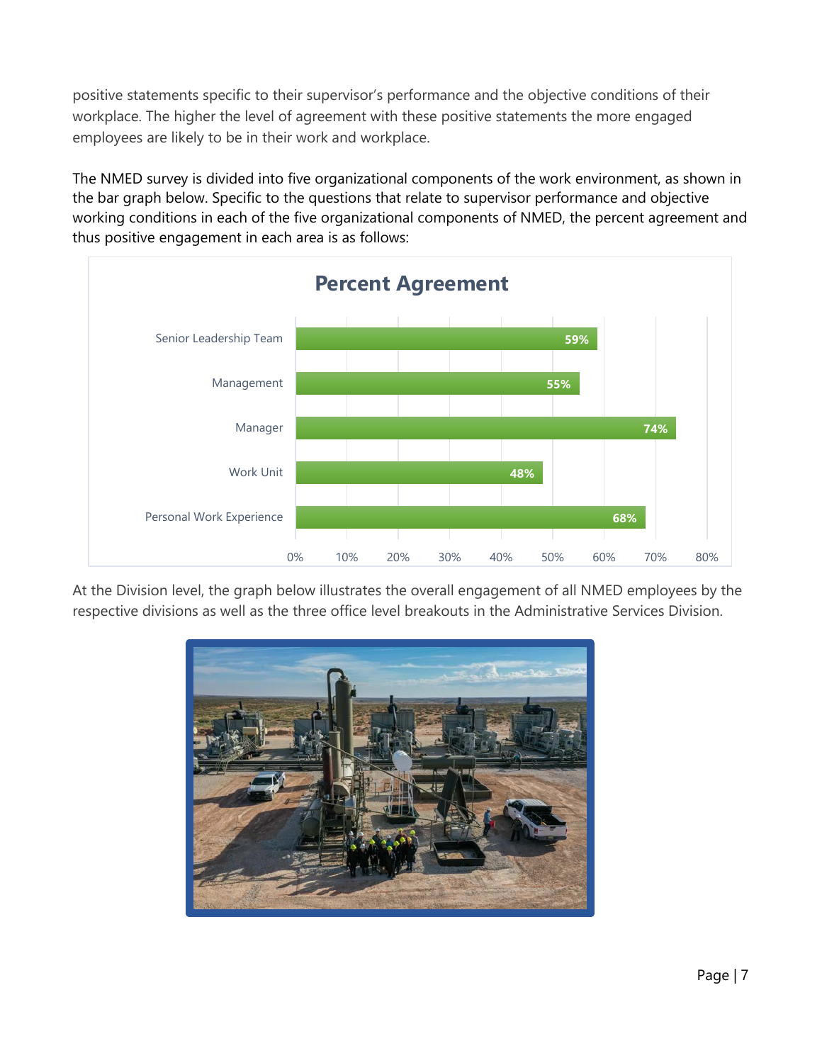positive statements specific to their supervisor's performance and the objective conditions of their workplace. The higher the level of agreement with these positive statements the more engaged employees are likely to be in their work and workplace.

The NMED survey is divided into five organizational components of the work environment, as shown in the bar graph below. Specific to the questions that relate to supervisor performance and objective working conditions in each of the five organizational components of NMED, the percent agreement and thus positive engagement in each area is as follows:

**Percent Agreement**

| Component | Percent Agreement |
|---|---|
| Senior Leadership Team | 59% |
| Management | 55% |
| Manager | 74% |
| Work Unit | 48% |
| Personal Work Experience | 68% |

At the Division level, the graph below illustrates the overall engagement of all NMED employees by the respective divisions as well as the three office level breakouts in the Administrative Services Division.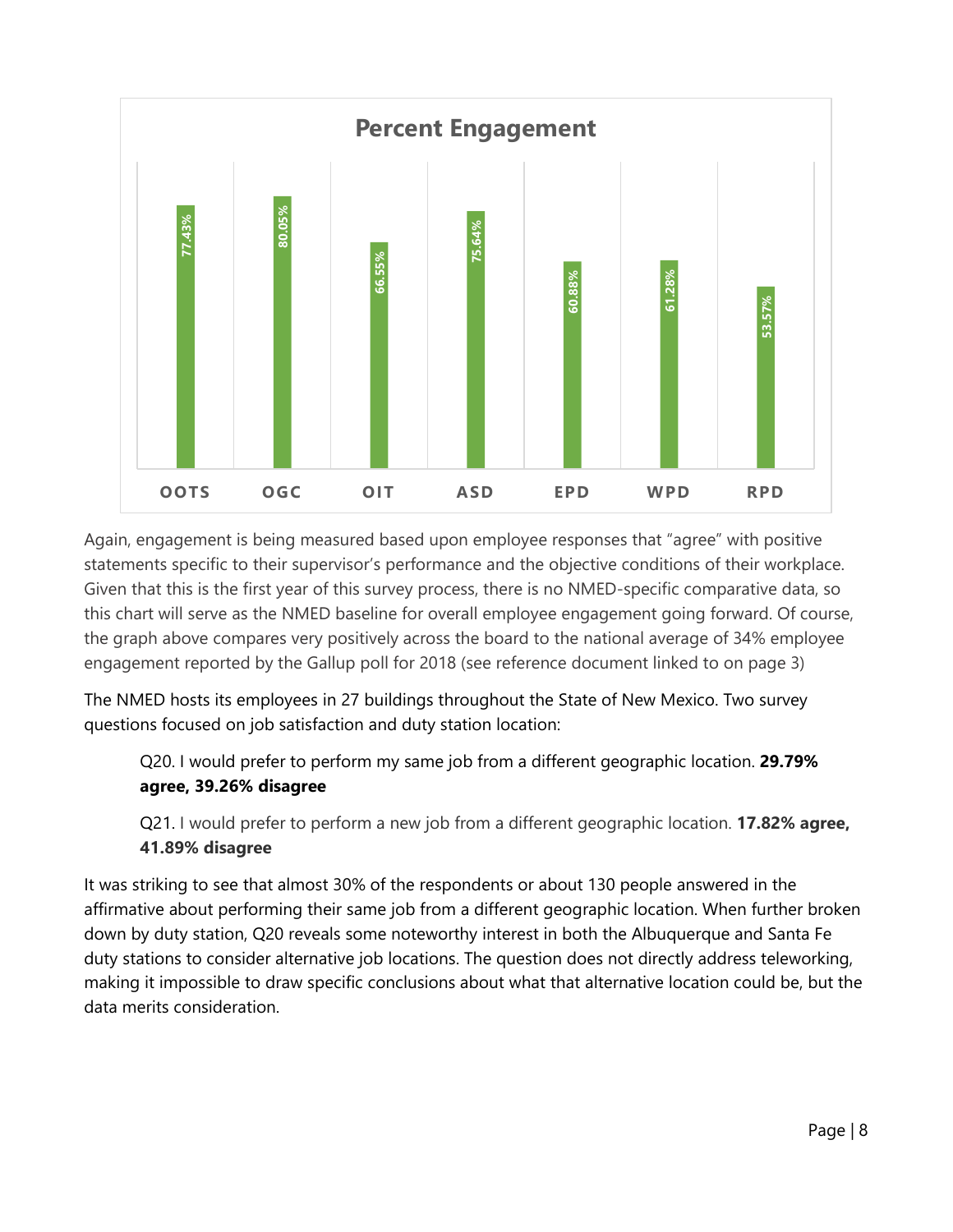**Percent Engagement**

| OOTS | OGC | OIT | ASD | EPD | WPD | RPD |
|---|---|---|---|---|---|---|
| 77.43% | 80.05% | 66.55% | 75.64% | 60.88% | 61.28% | 53.57% |

Again, engagement is being measured based upon employee responses that "agree" with positive statements specific to their supervisor's performance and the objective conditions of their workplace. Given that this is the first year of this survey process, there is no NMED-specific comparative data, so this chart will serve as the NMED baseline for overall employee engagement going forward. Of course, the graph above compares very positively across the board to the national average of 34% employee engagement reported by the Gallup poll for 2018 (see reference document linked to on page 3)

The NMED hosts its employees in 27 buildings throughout the State of New Mexico. Two survey questions focused on job satisfaction and duty station location:

> Q20. I would prefer to perform my same job from a different geographic location. **29.79% agree, 39.26% disagree**
>
> Q21. I would prefer to perform a new job from a different geographic location. **17.82% agree, 41.89% disagree**

It was striking to see that almost 30% of the respondents or about 130 people answered in the affirmative about performing their same job from a different geographic location. When further broken down by duty station, Q20 reveals some noteworthy interest in both the Albuquerque and Santa Fe duty stations to consider alternative job locations. The question does not directly address teleworking, making it impossible to draw specific conclusions about what that alternative location could be, but the data merits consideration.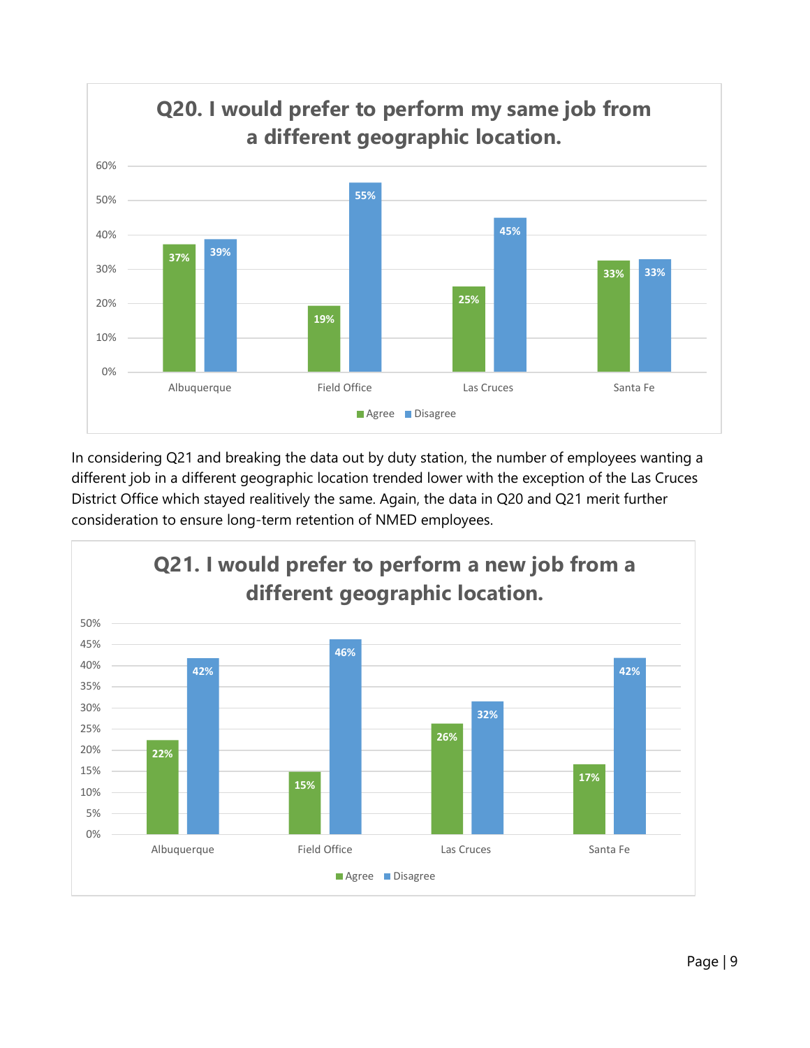**Q20. I would prefer to perform my same job from a different geographic location.**

| | Agree | Disagree |
|---|---|---|
| Albuquerque | 37% | 39% |
| Field Office | 19% | 55% |
| Las Cruces | 25% | 45% |
| Santa Fe | 33% | 33% |

In considering Q21 and breaking the data out by duty station, the number of employees wanting a different job in a different geographic location trended lower with the exception of the Las Cruces District Office which stayed realitively the same. Again, the data in Q20 and Q21 merit further consideration to ensure long-term retention of NMED employees.

**Q21. I would prefer to perform a new job from a different geographic location.**

| | Agree | Disagree |
|---|---|---|
| Albuquerque | 22% | 42% |
| Field Office | 15% | 46% |
| Las Cruces | 26% | 32% |
| Santa Fe | 17% | 42% |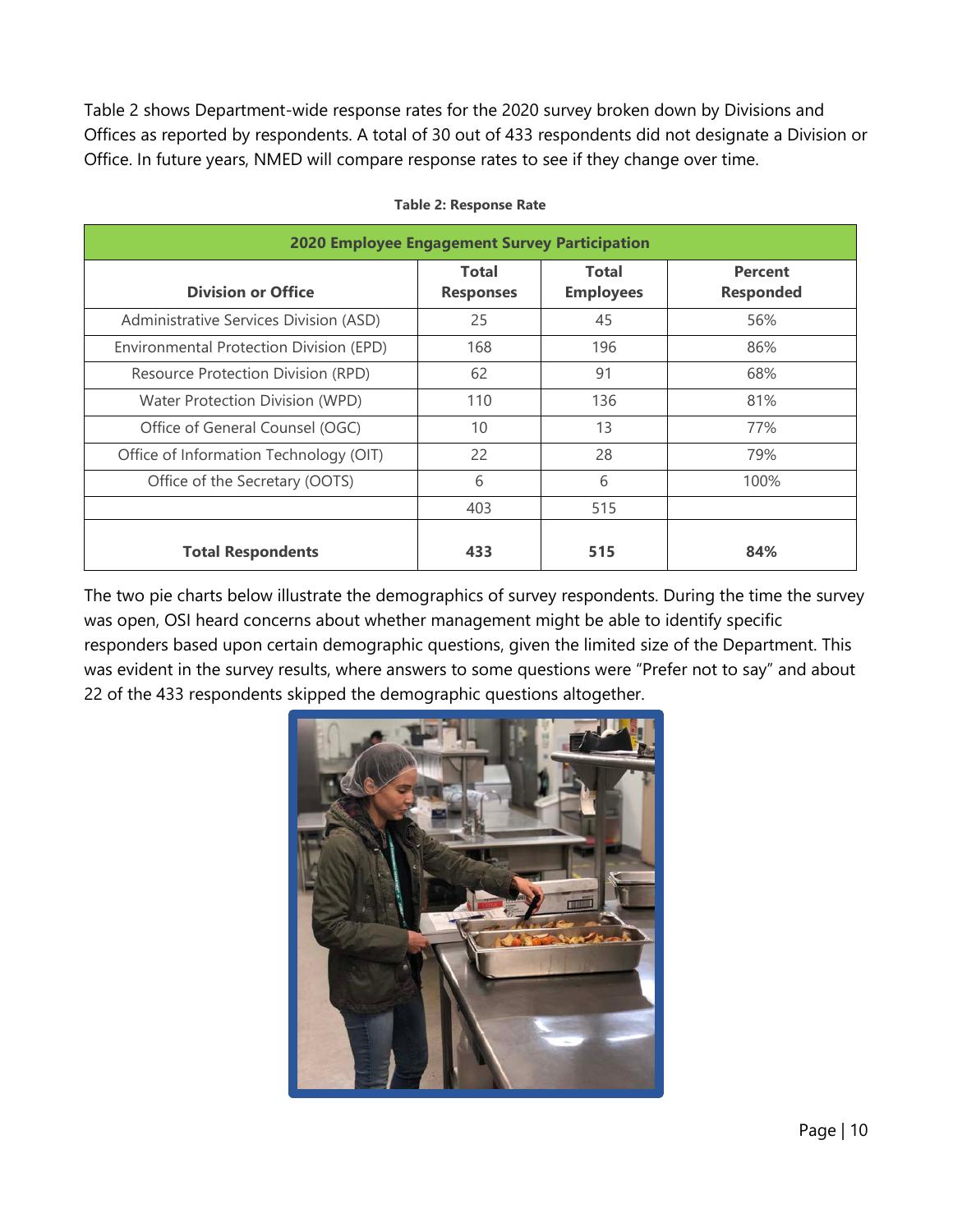Table 2 shows Department-wide response rates for the 2020 survey broken down by Divisions and Offices as reported by respondents. A total of 30 out of 433 respondents did not designate a Division or Office. In future years, NMED will compare response rates to see if they change over time.

**Table 2: Response Rate**

| 2020 Employee Engagement Survey Participation | | | |
|---|---|---|---|
| **Division or Office** | **Total Responses** | **Total Employees** | **Percent Responded** |
| Administrative Services Division (ASD) | 25 | 45 | 56% |
| Environmental Protection Division (EPD) | 168 | 196 | 86% |
| Resource Protection Division (RPD) | 62 | 91 | 68% |
| Water Protection Division (WPD) | 110 | 136 | 81% |
| Office of General Counsel (OGC) | 10 | 13 | 77% |
| Office of Information Technology (OIT) | 22 | 28 | 79% |
| Office of the Secretary (OOTS) | 6 | 6 | 100% |
| | 403 | 515 | |
| **Total Respondents** | **433** | **515** | **84%** |

The two pie charts below illustrate the demographics of survey respondents. During the time the survey was open, OSI heard concerns about whether management might be able to identify specific responders based upon certain demographic questions, given the limited size of the Department. This was evident in the survey results, where answers to some questions were "Prefer not to say" and about 22 of the 433 respondents skipped the demographic questions altogether.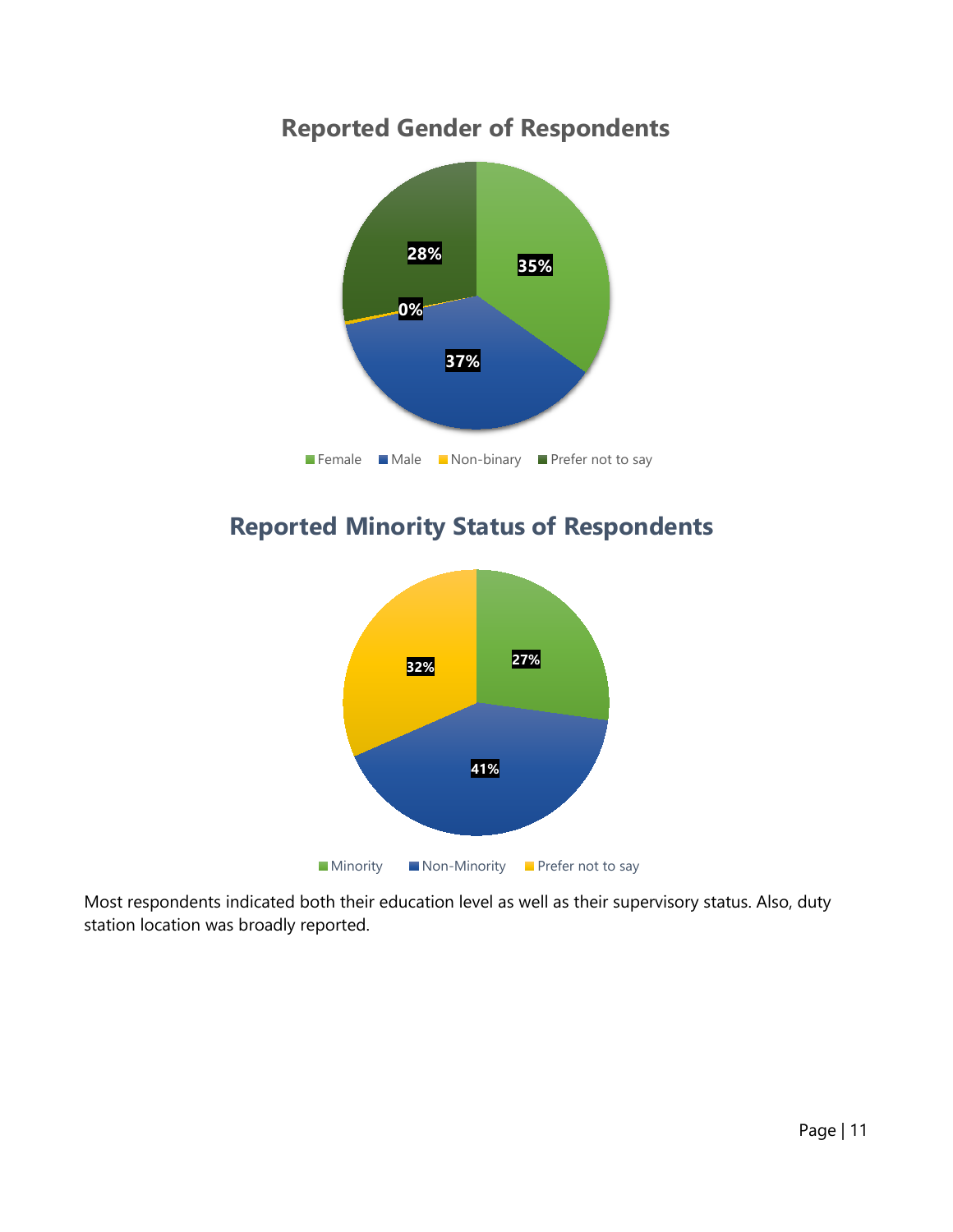## Reported Gender of Respondents

| Category | Percentage |
|---|---|
| Female | 35% |
| Male | 37% |
| Non-binary | 0% |
| Prefer not to say | 28% |

## Reported Minority Status of Respondents

| Category | Percentage |
|---|---|
| Minority | 27% |
| Non-Minority | 41% |
| Prefer not to say | 32% |

Most respondents indicated both their education level as well as their supervisory status. Also, duty station location was broadly reported.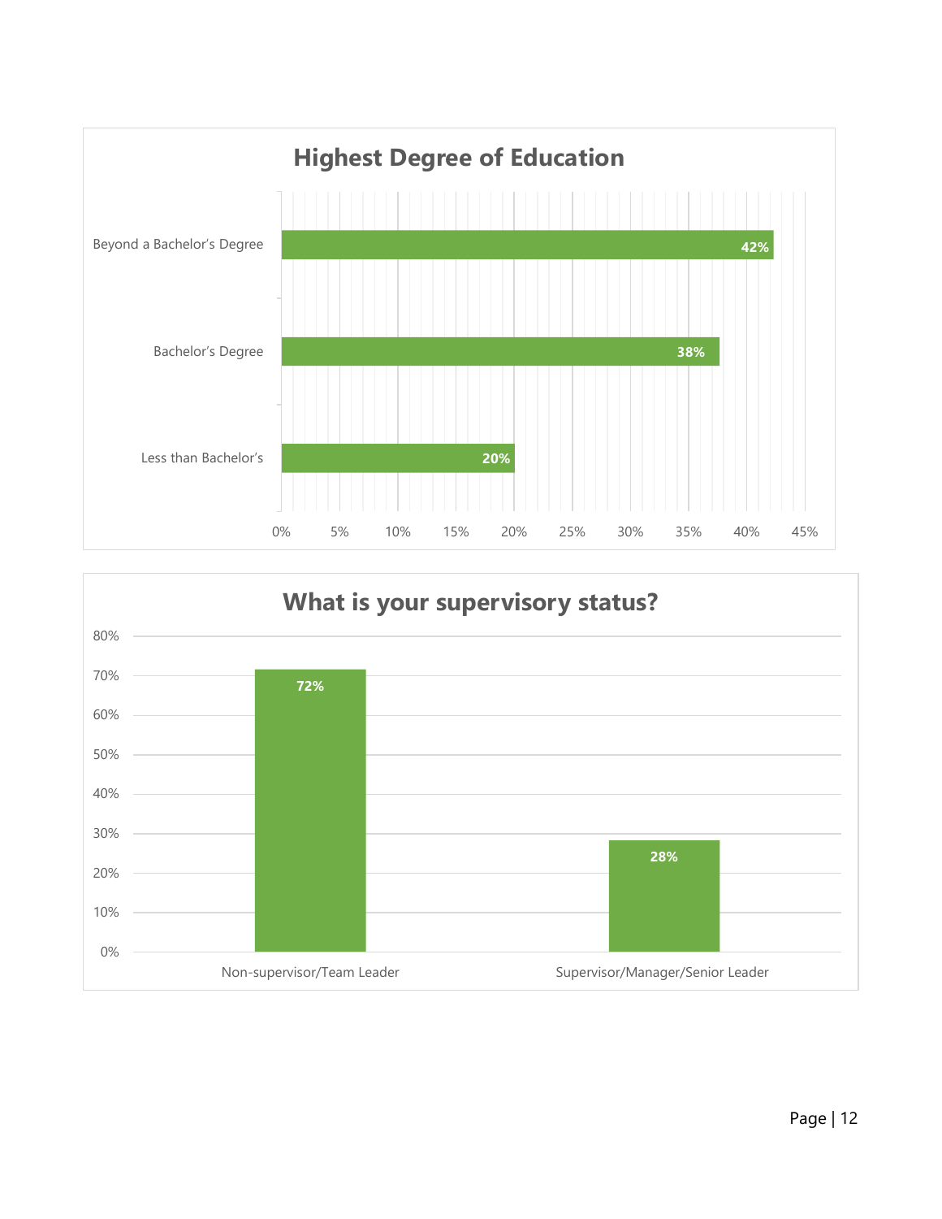## Highest Degree of Education

| Highest Degree of Education | Percent |
| --- | --- |
| Beyond a Bachelor's Degree | 42% |
| Bachelor's Degree | 38% |
| Less than Bachelor's | 20% |

## What is your supervisory status?

| What is your supervisory status? | Percent |
| --- | --- |
| Non-supervisor/Team Leader | 72% |
| Supervisor/Manager/Senior Leader | 28% |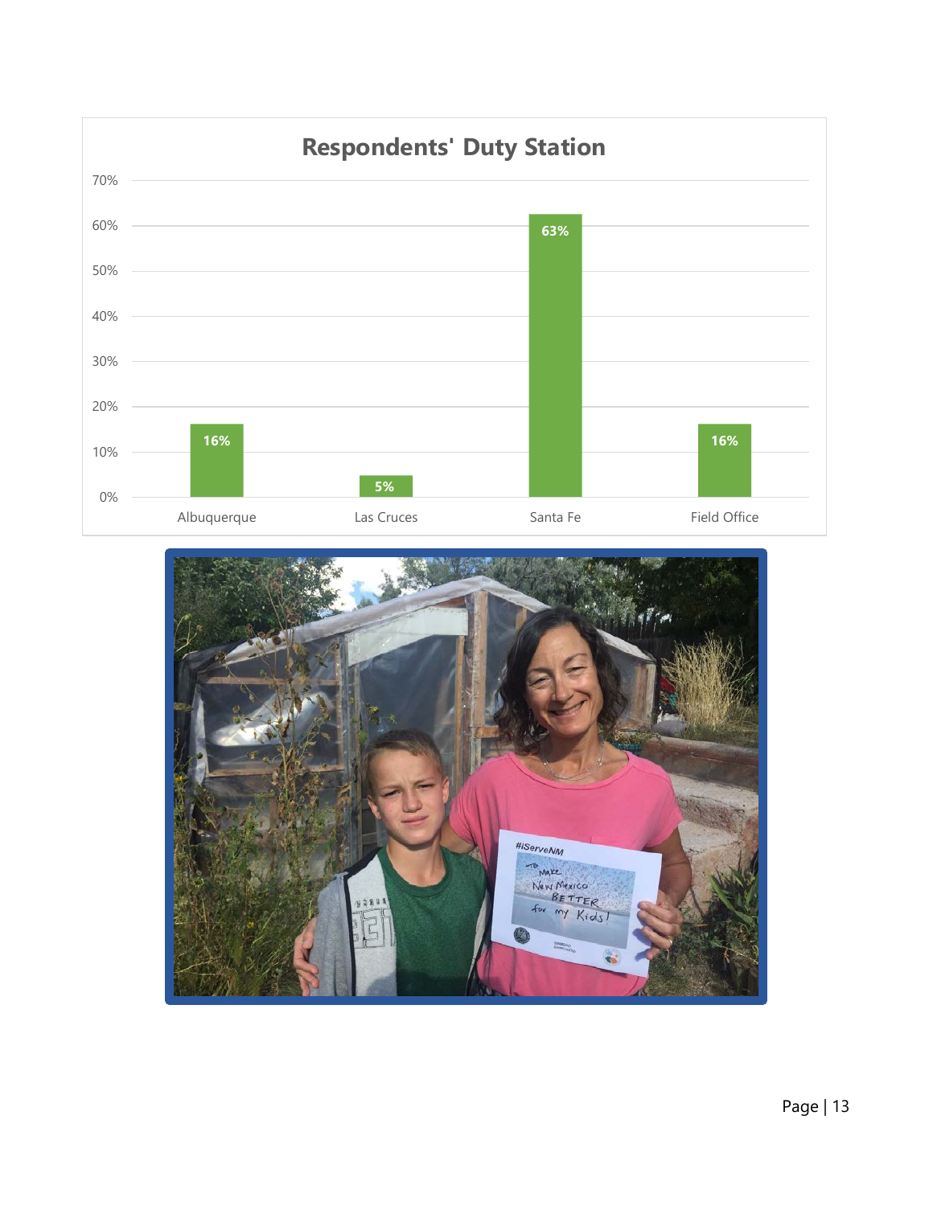## Respondents' Duty Station

| Duty Station | Percentage |
| --- | --- |
| Albuquerque | 16% |
| Las Cruces | 5% |
| Santa Fe | 63% |
| Field Office | 16% |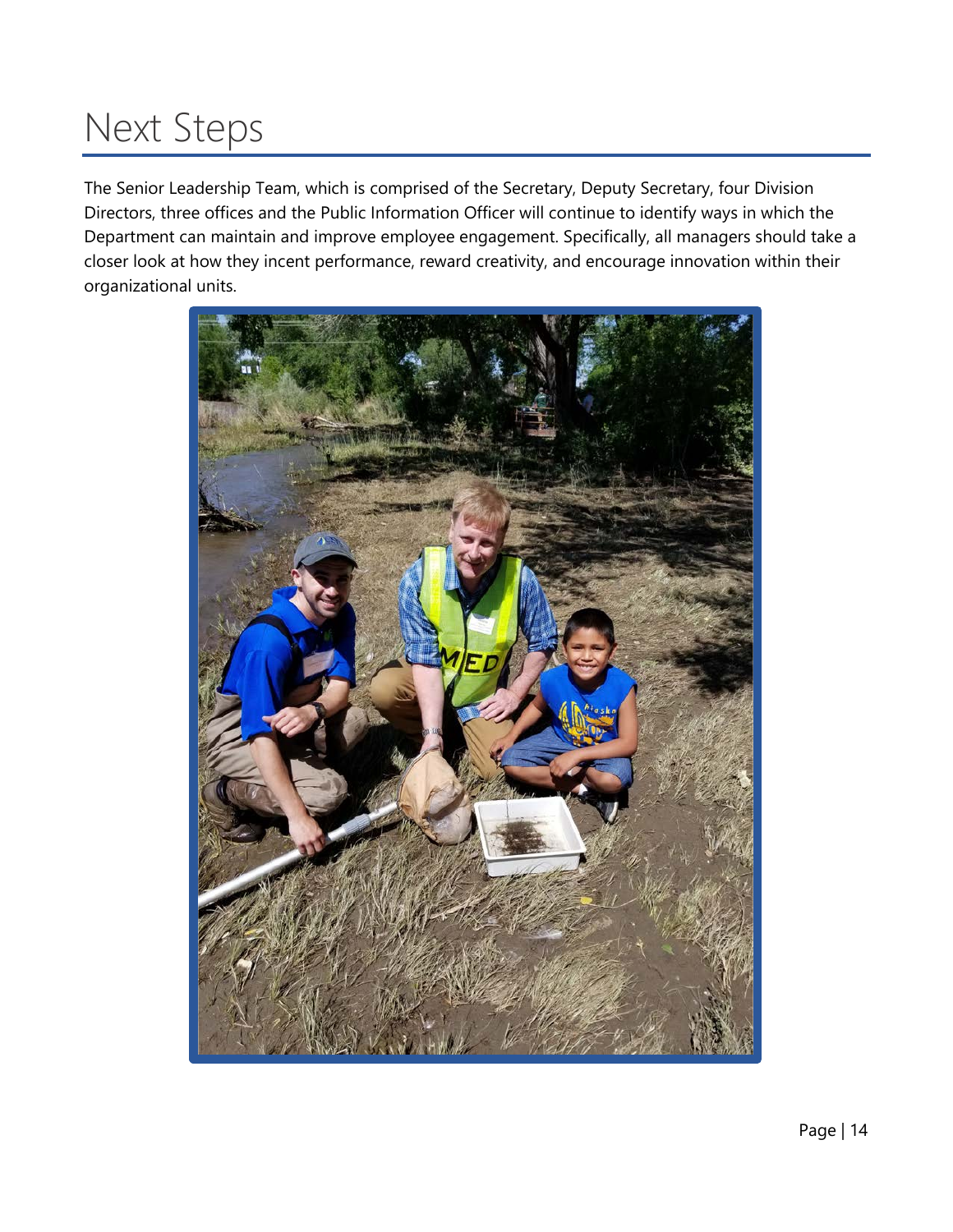# Next Steps

The Senior Leadership Team, which is comprised of the Secretary, Deputy Secretary, four Division Directors, three offices and the Public Information Officer will continue to identify ways in which the Department can maintain and improve employee engagement. Specifically, all managers should take a closer look at how they incent performance, reward creativity, and encourage innovation within their organizational units.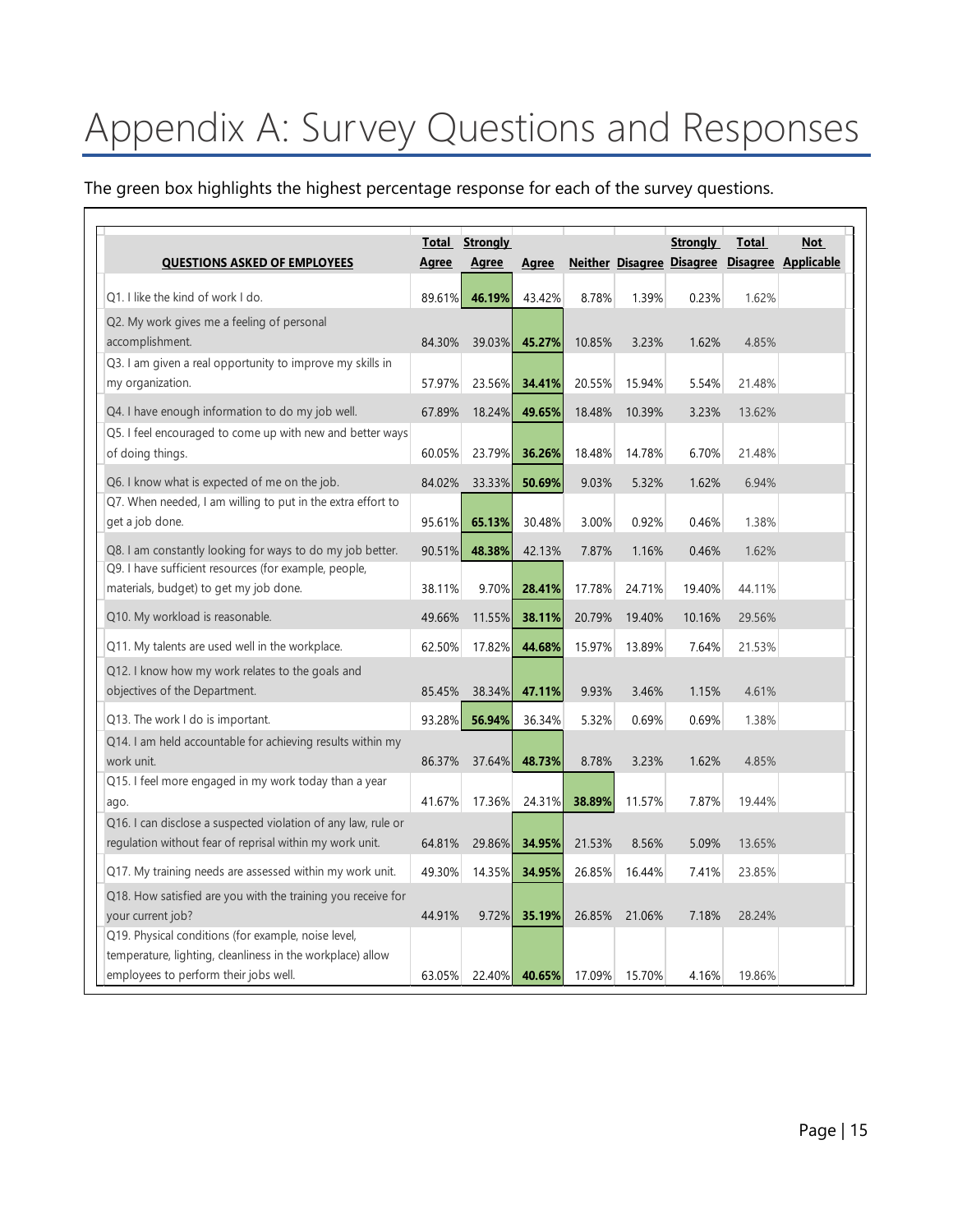# Appendix A: Survey Questions and Responses

The green box highlights the highest percentage response for each of the survey questions.

| QUESTIONS ASKED OF EMPLOYEES | Total Agree | Strongly Agree | Agree | Neither | Disagree | Strongly Disagree | Total Disagree | Not Applicable |
|---|---|---|---|---|---|---|---|---|
| Q1. I like the kind of work I do. | 89.61% | **46.19%** | 43.42% | 8.78% | 1.39% | 0.23% | 1.62% | |
| Q2. My work gives me a feeling of personal accomplishment. | 84.30% | 39.03% | **45.27%** | 10.85% | 3.23% | 1.62% | 4.85% | |
| Q3. I am given a real opportunity to improve my skills in my organization. | 57.97% | 23.56% | **34.41%** | 20.55% | 15.94% | 5.54% | 21.48% | |
| Q4. I have enough information to do my job well. | 67.89% | 18.24% | **49.65%** | 18.48% | 10.39% | 3.23% | 13.62% | |
| Q5. I feel encouraged to come up with new and better ways of doing things. | 60.05% | 23.79% | **36.26%** | 18.48% | 14.78% | 6.70% | 21.48% | |
| Q6. I know what is expected of me on the job. | 84.02% | 33.33% | **50.69%** | 9.03% | 5.32% | 1.62% | 6.94% | |
| Q7. When needed, I am willing to put in the extra effort to get a job done. | 95.61% | **65.13%** | 30.48% | 3.00% | 0.92% | 0.46% | 1.38% | |
| Q8. I am constantly looking for ways to do my job better. | 90.51% | **48.38%** | 42.13% | 7.87% | 1.16% | 0.46% | 1.62% | |
| Q9. I have sufficient resources (for example, people, materials, budget) to get my job done. | 38.11% | 9.70% | **28.41%** | 17.78% | 24.71% | 19.40% | 44.11% | |
| Q10. My workload is reasonable. | 49.66% | 11.55% | **38.11%** | 20.79% | 19.40% | 10.16% | 29.56% | |
| Q11. My talents are used well in the workplace. | 62.50% | 17.82% | **44.68%** | 15.97% | 13.89% | 7.64% | 21.53% | |
| Q12. I know how my work relates to the goals and objectives of the Department. | 85.45% | 38.34% | **47.11%** | 9.93% | 3.46% | 1.15% | 4.61% | |
| Q13. The work I do is important. | 93.28% | **56.94%** | 36.34% | 5.32% | 0.69% | 0.69% | 1.38% | |
| Q14. I am held accountable for achieving results within my work unit. | 86.37% | 37.64% | **48.73%** | 8.78% | 3.23% | 1.62% | 4.85% | |
| Q15. I feel more engaged in my work today than a year ago. | 41.67% | 17.36% | 24.31% | **38.89%** | 11.57% | 7.87% | 19.44% | |
| Q16. I can disclose a suspected violation of any law, rule or regulation without fear of reprisal within my work unit. | 64.81% | 29.86% | **34.95%** | 21.53% | 8.56% | 5.09% | 13.65% | |
| Q17. My training needs are assessed within my work unit. | 49.30% | 14.35% | **34.95%** | 26.85% | 16.44% | 7.41% | 23.85% | |
| Q18. How satisfied are you with the training you receive for your current job? | 44.91% | 9.72% | **35.19%** | 26.85% | 21.06% | 7.18% | 28.24% | |
| Q19. Physical conditions (for example, noise level, temperature, lighting, cleanliness in the workplace) allow employees to perform their jobs well. | 63.05% | 22.40% | **40.65%** | 17.09% | 15.70% | 4.16% | 19.86% | |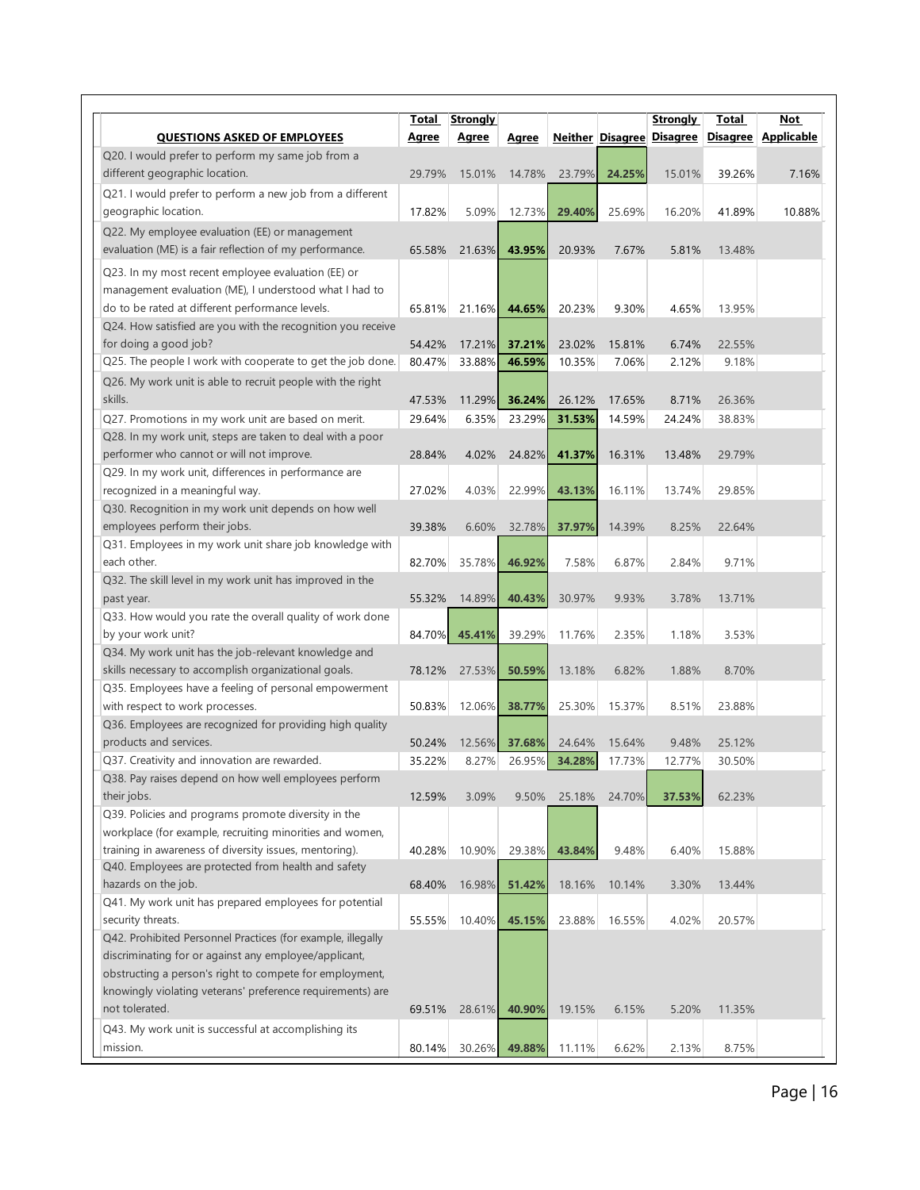| QUESTIONS ASKED OF EMPLOYEES | Total Agree | Strongly Agree | Agree | Neither | Disagree | Strongly Disagree | Total Disagree | Not Applicable |
|---|---|---|---|---|---|---|---|---|
| Q20. I would prefer to perform my same job from a different geographic location. | 29.79% | 15.01% | 14.78% | 23.79% | **24.25%** | 15.01% | 39.26% | 7.16% |
| Q21. I would prefer to perform a new job from a different geographic location. | 17.82% | 5.09% | 12.73% | **29.40%** | 25.69% | 16.20% | 41.89% | 10.88% |
| Q22. My employee evaluation (EE) or management evaluation (ME) is a fair reflection of my performance. | 65.58% | 21.63% | **43.95%** | 20.93% | 7.67% | 5.81% | 13.48% | |
| Q23. In my most recent employee evaluation (EE) or management evaluation (ME), I understood what I had to do to be rated at different performance levels. | 65.81% | 21.16% | **44.65%** | 20.23% | 9.30% | 4.65% | 13.95% | |
| Q24. How satisfied are you with the recognition you receive for doing a good job? | 54.42% | 17.21% | **37.21%** | 23.02% | 15.81% | 6.74% | 22.55% | |
| Q25. The people I work with cooperate to get the job done. | 80.47% | 33.88% | **46.59%** | 10.35% | 7.06% | 2.12% | 9.18% | |
| Q26. My work unit is able to recruit people with the right skills. | 47.53% | 11.29% | **36.24%** | 26.12% | 17.65% | 8.71% | 26.36% | |
| Q27. Promotions in my work unit are based on merit. | 29.64% | 6.35% | 23.29% | **31.53%** | 14.59% | 24.24% | 38.83% | |
| Q28. In my work unit, steps are taken to deal with a poor performer who cannot or will not improve. | 28.84% | 4.02% | 24.82% | **41.37%** | 16.31% | 13.48% | 29.79% | |
| Q29. In my work unit, differences in performance are recognized in a meaningful way. | 27.02% | 4.03% | 22.99% | **43.13%** | 16.11% | 13.74% | 29.85% | |
| Q30. Recognition in my work unit depends on how well employees perform their jobs. | 39.38% | 6.60% | 32.78% | **37.97%** | 14.39% | 8.25% | 22.64% | |
| Q31. Employees in my work unit share job knowledge with each other. | 82.70% | 35.78% | **46.92%** | 7.58% | 6.87% | 2.84% | 9.71% | |
| Q32. The skill level in my work unit has improved in the past year. | 55.32% | 14.89% | **40.43%** | 30.97% | 9.93% | 3.78% | 13.71% | |
| Q33. How would you rate the overall quality of work done by your work unit? | 84.70% | **45.41%** | 39.29% | 11.76% | 2.35% | 1.18% | 3.53% | |
| Q34. My work unit has the job-relevant knowledge and skills necessary to accomplish organizational goals. | 78.12% | 27.53% | **50.59%** | 13.18% | 6.82% | 1.88% | 8.70% | |
| Q35. Employees have a feeling of personal empowerment with respect to work processes. | 50.83% | 12.06% | **38.77%** | 25.30% | 15.37% | 8.51% | 23.88% | |
| Q36. Employees are recognized for providing high quality products and services. | 50.24% | 12.56% | **37.68%** | 24.64% | 15.64% | 9.48% | 25.12% | |
| Q37. Creativity and innovation are rewarded. | 35.22% | 8.27% | 26.95% | **34.28%** | 17.73% | 12.77% | 30.50% | |
| Q38. Pay raises depend on how well employees perform their jobs. | 12.59% | 3.09% | 9.50% | 25.18% | 24.70% | **37.53%** | 62.23% | |
| Q39. Policies and programs promote diversity in the workplace (for example, recruiting minorities and women, training in awareness of diversity issues, mentoring). | 40.28% | 10.90% | 29.38% | **43.84%** | 9.48% | 6.40% | 15.88% | |
| Q40. Employees are protected from health and safety hazards on the job. | 68.40% | 16.98% | **51.42%** | 18.16% | 10.14% | 3.30% | 13.44% | |
| Q41. My work unit has prepared employees for potential security threats. | 55.55% | 10.40% | **45.15%** | 23.88% | 16.55% | 4.02% | 20.57% | |
| Q42. Prohibited Personnel Practices (for example, illegally discriminating for or against any employee/applicant, obstructing a person's right to compete for employment, knowingly violating veterans' preference requirements) are not tolerated. | 69.51% | 28.61% | **40.90%** | 19.15% | 6.15% | 5.20% | 11.35% | |
| Q43. My work unit is successful at accomplishing its mission. | 80.14% | 30.26% | **49.88%** | 11.11% | 6.62% | 2.13% | 8.75% | |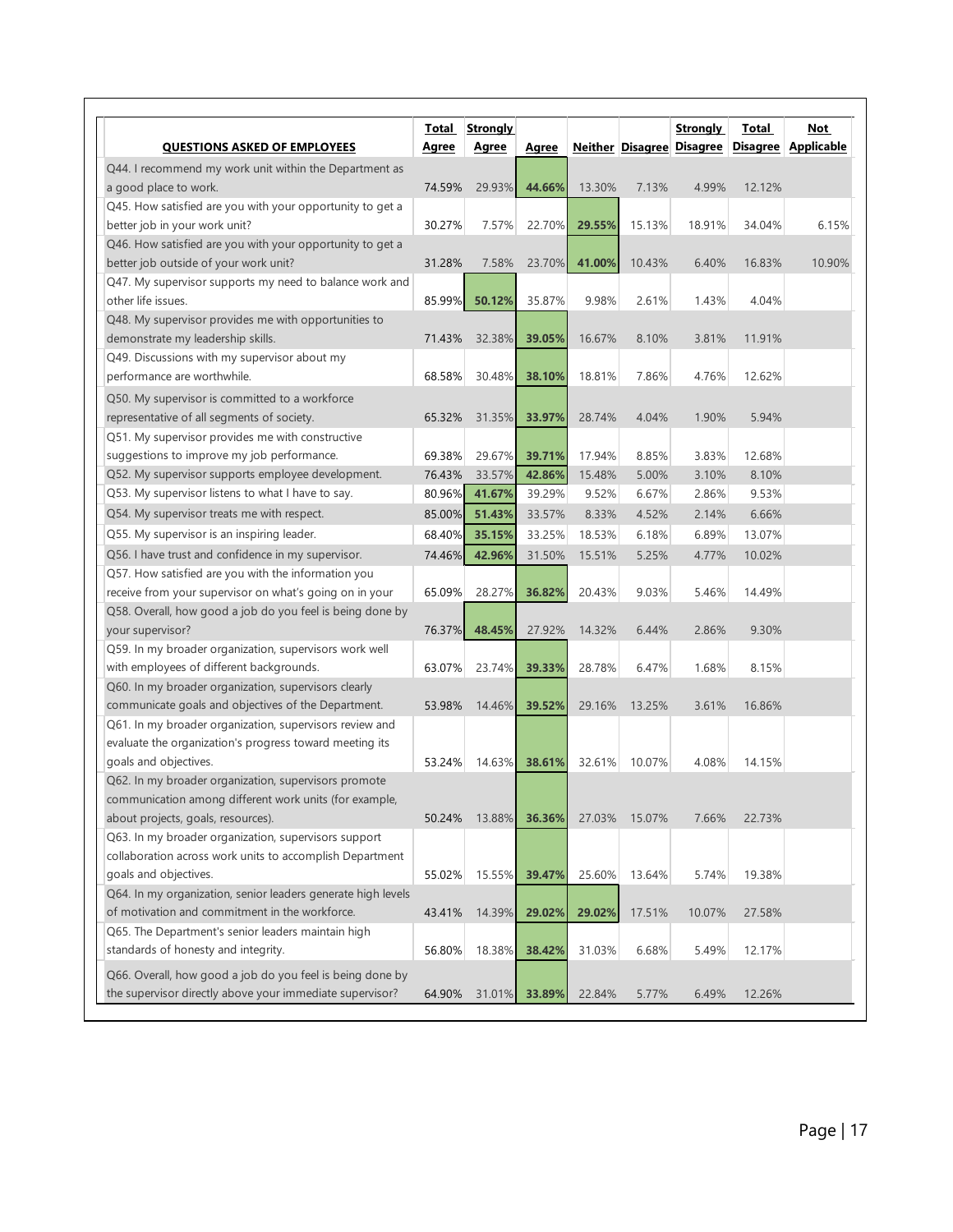| QUESTIONS ASKED OF EMPLOYEES | Total Agree | Strongly Agree | Agree | Neither | Disagree | Strongly Disagree | Total Disagree | Not Applicable |
|---|---|---|---|---|---|---|---|---|
| Q44. I recommend my work unit within the Department as a good place to work. | 74.59% | 29.93% | 44.66% | 13.30% | 7.13% | 4.99% | 12.12% | |
| Q45. How satisfied are you with your opportunity to get a better job in your work unit? | 30.27% | 7.57% | 22.70% | 29.55% | 15.13% | 18.91% | 34.04% | 6.15% |
| Q46. How satisfied are you with your opportunity to get a better job outside of your work unit? | 31.28% | 7.58% | 23.70% | 41.00% | 10.43% | 6.40% | 16.83% | 10.90% |
| Q47. My supervisor supports my need to balance work and other life issues. | 85.99% | 50.12% | 35.87% | 9.98% | 2.61% | 1.43% | 4.04% | |
| Q48. My supervisor provides me with opportunities to demonstrate my leadership skills. | 71.43% | 32.38% | 39.05% | 16.67% | 8.10% | 3.81% | 11.91% | |
| Q49. Discussions with my supervisor about my performance are worthwhile. | 68.58% | 30.48% | 38.10% | 18.81% | 7.86% | 4.76% | 12.62% | |
| Q50. My supervisor is committed to a workforce representative of all segments of society. | 65.32% | 31.35% | 33.97% | 28.74% | 4.04% | 1.90% | 5.94% | |
| Q51. My supervisor provides me with constructive suggestions to improve my job performance. | 69.38% | 29.67% | 39.71% | 17.94% | 8.85% | 3.83% | 12.68% | |
| Q52. My supervisor supports employee development. | 76.43% | 33.57% | 42.86% | 15.48% | 5.00% | 3.10% | 8.10% | |
| Q53. My supervisor listens to what I have to say. | 80.96% | 41.67% | 39.29% | 9.52% | 6.67% | 2.86% | 9.53% | |
| Q54. My supervisor treats me with respect. | 85.00% | 51.43% | 33.57% | 8.33% | 4.52% | 2.14% | 6.66% | |
| Q55. My supervisor is an inspiring leader. | 68.40% | 35.15% | 33.25% | 18.53% | 6.18% | 6.89% | 13.07% | |
| Q56. I have trust and confidence in my supervisor. | 74.46% | 42.96% | 31.50% | 15.51% | 5.25% | 4.77% | 10.02% | |
| Q57. How satisfied are you with the information you receive from your supervisor on what's going on in your | 65.09% | 28.27% | 36.82% | 20.43% | 9.03% | 5.46% | 14.49% | |
| Q58. Overall, how good a job do you feel is being done by your supervisor? | 76.37% | 48.45% | 27.92% | 14.32% | 6.44% | 2.86% | 9.30% | |
| Q59. In my broader organization, supervisors work well with employees of different backgrounds. | 63.07% | 23.74% | 39.33% | 28.78% | 6.47% | 1.68% | 8.15% | |
| Q60. In my broader organization, supervisors clearly communicate goals and objectives of the Department. | 53.98% | 14.46% | 39.52% | 29.16% | 13.25% | 3.61% | 16.86% | |
| Q61. In my broader organization, supervisors review and evaluate the organization's progress toward meeting its goals and objectives. | 53.24% | 14.63% | 38.61% | 32.61% | 10.07% | 4.08% | 14.15% | |
| Q62. In my broader organization, supervisors promote communication among different work units (for example, about projects, goals, resources). | 50.24% | 13.88% | 36.36% | 27.03% | 15.07% | 7.66% | 22.73% | |
| Q63. In my broader organization, supervisors support collaboration across work units to accomplish Department goals and objectives. | 55.02% | 15.55% | 39.47% | 25.60% | 13.64% | 5.74% | 19.38% | |
| Q64. In my organization, senior leaders generate high levels of motivation and commitment in the workforce. | 43.41% | 14.39% | 29.02% | 29.02% | 17.51% | 10.07% | 27.58% | |
| Q65. The Department's senior leaders maintain high standards of honesty and integrity. | 56.80% | 18.38% | 38.42% | 31.03% | 6.68% | 5.49% | 12.17% | |
| Q66. Overall, how good a job do you feel is being done by the supervisor directly above your immediate supervisor? | 64.90% | 31.01% | 33.89% | 22.84% | 5.77% | 6.49% | 12.26% | |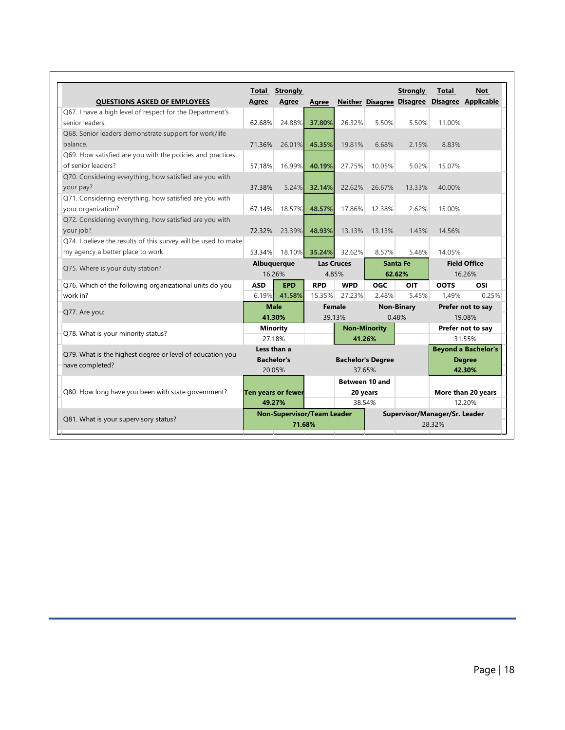| QUESTIONS ASKED OF EMPLOYEES | Total Agree | Strongly Agree | Agree | Neither | Disagree | Strongly Disagree | Total Disagree | Not Applicable |
|---|---|---|---|---|---|---|---|---|
| Q67. I have a high level of respect for the Department's senior leaders. | 62.68% | 24.88% | **37.80%** | 26.32% | 5.50% | 5.50% | 11.00% | |
| Q68. Senior leaders demonstrate support for work/life balance. | 71.36% | 26.01% | **45.35%** | 19.81% | 6.68% | 2.15% | 8.83% | |
| Q69. How satisfied are you with the policies and practices of senior leaders? | 57.18% | 16.99% | **40.19%** | 27.75% | 10.05% | 5.02% | 15.07% | |
| Q70. Considering everything, how satisfied are you with your pay? | 37.38% | 5.24% | **32.14%** | 22.62% | 26.67% | 13.33% | 40.00% | |
| Q71. Considering everything, how satisfied are you with your organization? | 67.14% | 18.57% | **48.57%** | 17.86% | 12.38% | 2.62% | 15.00% | |
| Q72. Considering everything, how satisfied are you with your job? | 72.32% | 23.39% | **48.93%** | 13.13% | 13.13% | 1.43% | 14.56% | |
| Q74. I believe the results of this survey will be used to make my agency a better place to work. | 53.34% | 18.10% | **35.24%** | 32.62% | 8.57% | 5.48% | 14.05% | |
| Q75. Where is your duty station? | Albuquerque 16.26% | | Las Cruces 4.85% | | **Santa Fe 62.62%** | | Field Office 16.26% | |
| Q76. Which of the following organizational units do you work in? | ASD 6.19% | **EPD 41.58%** | RPD 15.35% | WPD 27.23% | OGC 2.48% | OIT 5.45% | OOTS 1.49% | OSI 0.25% |
| Q77. Are you: | **Male 41.30%** | | Female 39.13% | | Non-Binary 0.48% | | Prefer not to say 19.08% | |
| Q78. What is your minority status? | Minority 27.18% | | | **Non-Minority 41.26%** | | | Prefer not to say 31.55% | |
| Q79. What is the highest degree or level of education you have completed? | Less than a Bachelor's 20.05% | | | Bachelor's Degree 37.65% | | | **Beyond a Bachelor's Degree 42.30%** | |
| Q80. How long have you been with state government? | **Ten years or fewer 49.27%** | | | Between 10 and 20 years 38.54% | | | More than 20 years 12.20% | |
| Q81. What is your supervisory status? | **Non-Supervisor/Team Leader 71.68%** | | | | Supervisor/Manager/Sr. Leader 28.32% | | | |